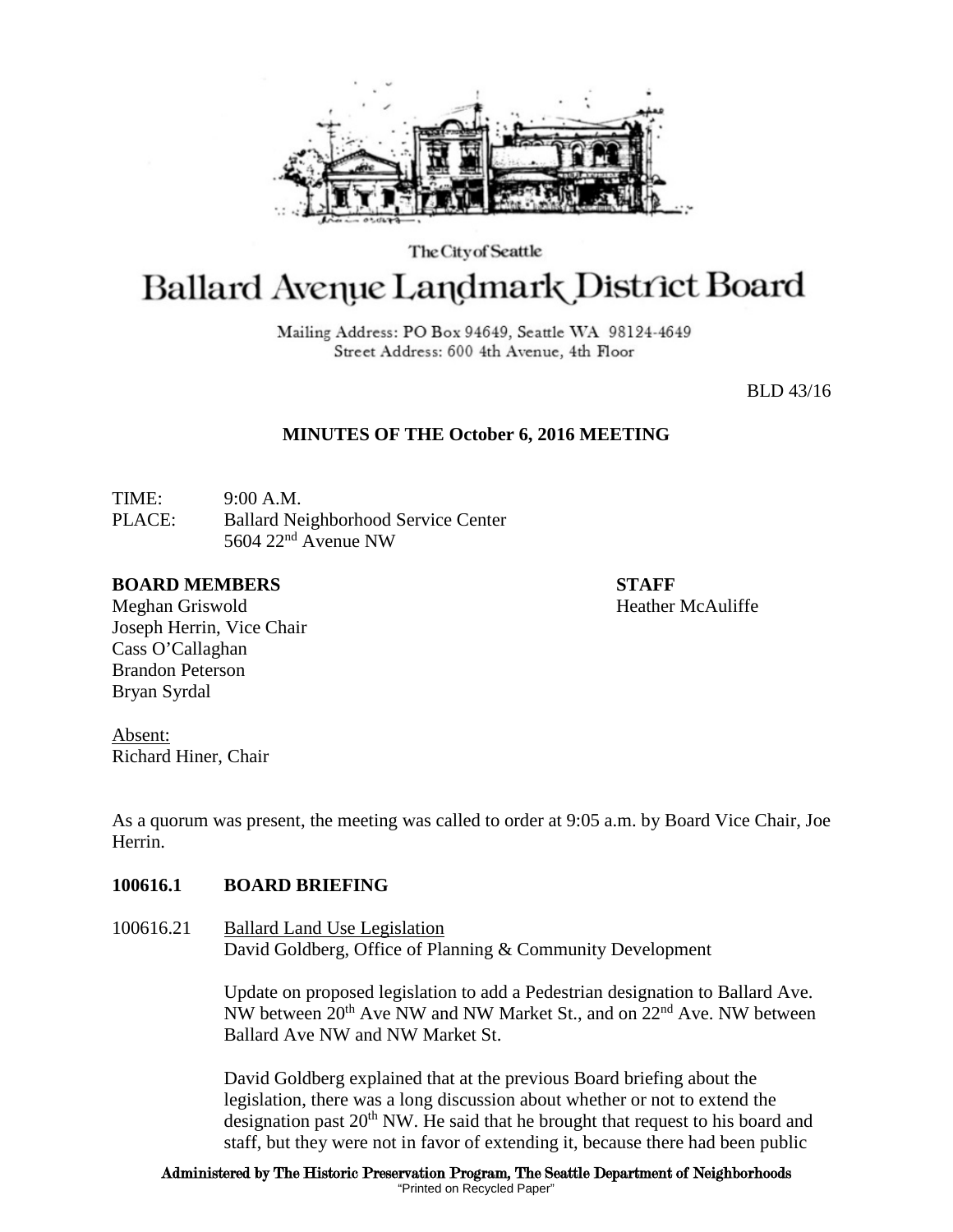The City of Seattle

# Ballard Avenue Landmark District Board

Mailing Address: PO Box 94649, Seattle WA 98124-4649
Street Address: 600 4th Avenue, 4th Floor

BLD 43/16

## MINUTES OF THE October 6, 2016 MEETING

TIME: 9:00 A.M.
PLACE: Ballard Neighborhood Service Center
5604 22nd Avenue NW

**BOARD MEMBERS**
Meghan Griswold
Joseph Herrin, Vice Chair
Cass O'Callaghan
Brandon Peterson
Bryan Syrdal

**STAFF**
Heather McAuliffe

Absent:
Richard Hiner, Chair

As a quorum was present, the meeting was called to order at 9:05 a.m. by Board Vice Chair, Joe Herrin.

**100616.1 BOARD BRIEFING**

100616.21 Ballard Land Use Legislation
David Goldberg, Office of Planning & Community Development

Update on proposed legislation to add a Pedestrian designation to Ballard Ave. NW between 20th Ave NW and NW Market St., and on 22nd Ave. NW between Ballard Ave NW and NW Market St.

David Goldberg explained that at the previous Board briefing about the legislation, there was a long discussion about whether or not to extend the designation past 20th NW. He said that he brought that request to his board and staff, but they were not in favor of extending it, because there had been public

Administered by The Historic Preservation Program, The Seattle Department of Neighborhoods
"Printed on Recycled Paper"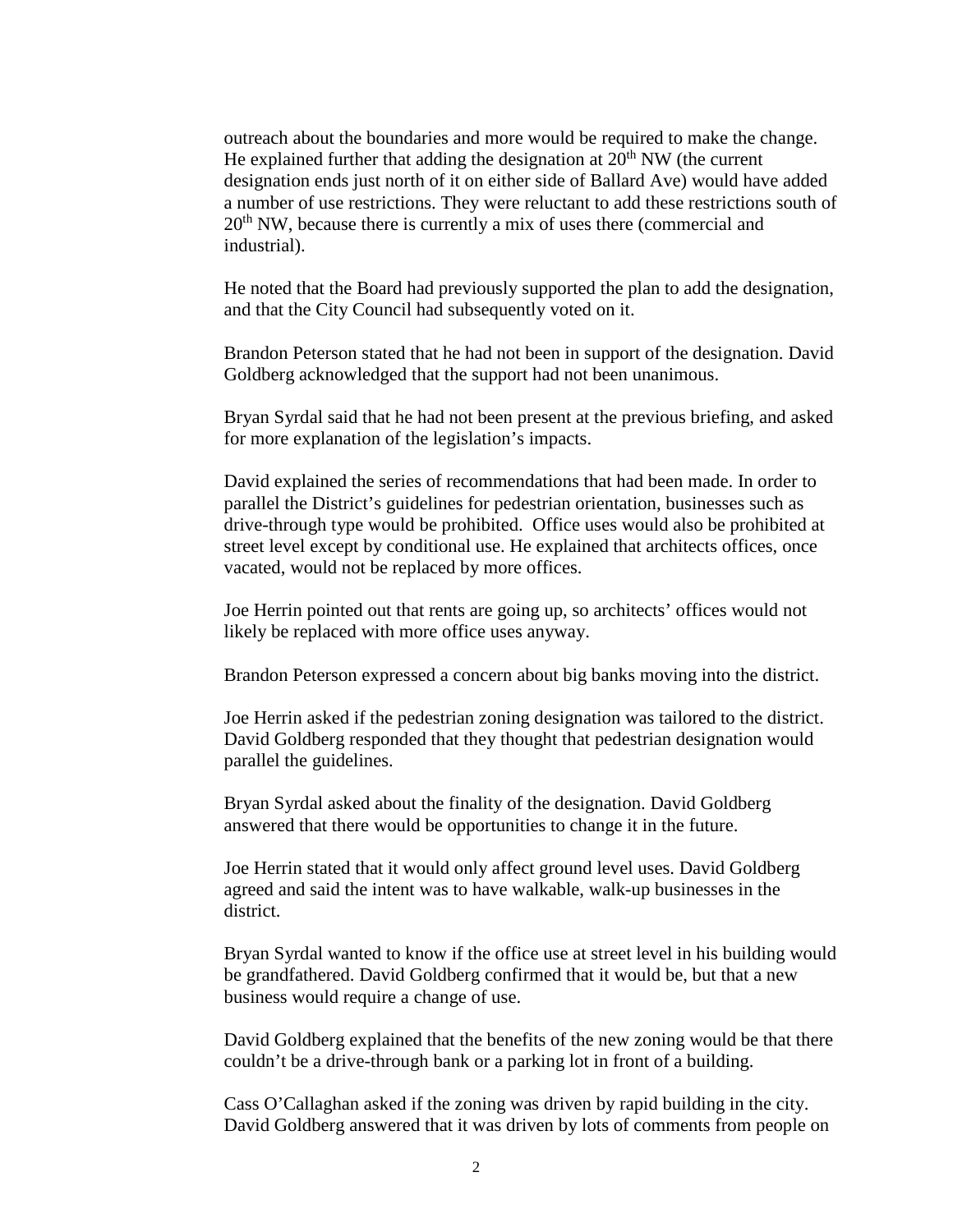outreach about the boundaries and more would be required to make the change. He explained further that adding the designation at 20th NW (the current designation ends just north of it on either side of Ballard Ave) would have added a number of use restrictions. They were reluctant to add these restrictions south of 20th NW, because there is currently a mix of uses there (commercial and industrial).

He noted that the Board had previously supported the plan to add the designation, and that the City Council had subsequently voted on it.

Brandon Peterson stated that he had not been in support of the designation. David Goldberg acknowledged that the support had not been unanimous.

Bryan Syrdal said that he had not been present at the previous briefing, and asked for more explanation of the legislation's impacts.

David explained the series of recommendations that had been made. In order to parallel the District's guidelines for pedestrian orientation, businesses such as drive-through type would be prohibited. Office uses would also be prohibited at street level except by conditional use. He explained that architects offices, once vacated, would not be replaced by more offices.

Joe Herrin pointed out that rents are going up, so architects' offices would not likely be replaced with more office uses anyway.

Brandon Peterson expressed a concern about big banks moving into the district.

Joe Herrin asked if the pedestrian zoning designation was tailored to the district. David Goldberg responded that they thought that pedestrian designation would parallel the guidelines.

Bryan Syrdal asked about the finality of the designation. David Goldberg answered that there would be opportunities to change it in the future.

Joe Herrin stated that it would only affect ground level uses. David Goldberg agreed and said the intent was to have walkable, walk-up businesses in the district.

Bryan Syrdal wanted to know if the office use at street level in his building would be grandfathered. David Goldberg confirmed that it would be, but that a new business would require a change of use.

David Goldberg explained that the benefits of the new zoning would be that there couldn't be a drive-through bank or a parking lot in front of a building.

Cass O'Callaghan asked if the zoning was driven by rapid building in the city. David Goldberg answered that it was driven by lots of comments from people on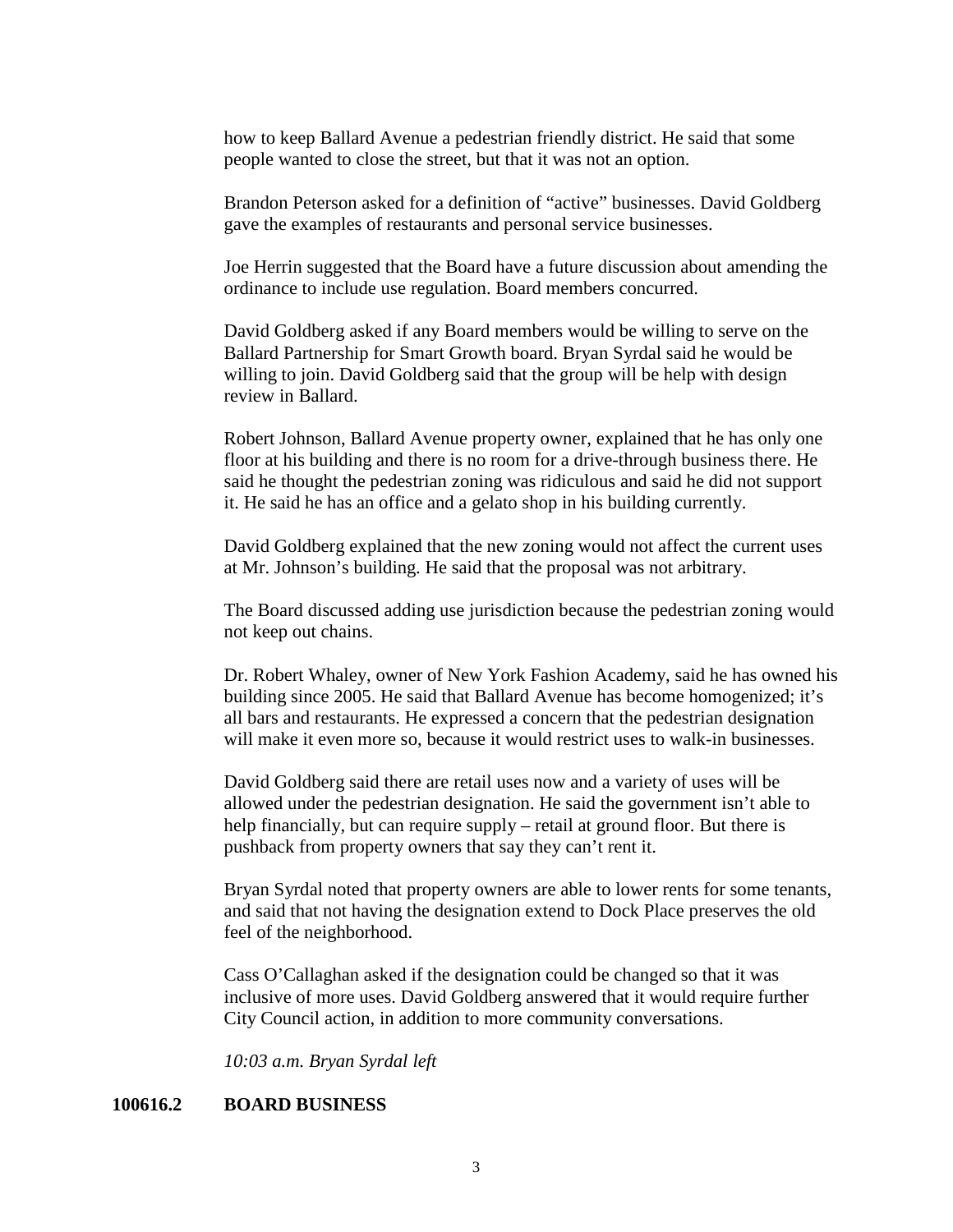how to keep Ballard Avenue a pedestrian friendly district. He said that some people wanted to close the street, but that it was not an option.

Brandon Peterson asked for a definition of "active" businesses. David Goldberg gave the examples of restaurants and personal service businesses.

Joe Herrin suggested that the Board have a future discussion about amending the ordinance to include use regulation. Board members concurred.

David Goldberg asked if any Board members would be willing to serve on the Ballard Partnership for Smart Growth board. Bryan Syrdal said he would be willing to join. David Goldberg said that the group will be help with design review in Ballard.

Robert Johnson, Ballard Avenue property owner, explained that he has only one floor at his building and there is no room for a drive-through business there. He said he thought the pedestrian zoning was ridiculous and said he did not support it. He said he has an office and a gelato shop in his building currently.

David Goldberg explained that the new zoning would not affect the current uses at Mr. Johnson's building. He said that the proposal was not arbitrary.

The Board discussed adding use jurisdiction because the pedestrian zoning would not keep out chains.

Dr. Robert Whaley, owner of New York Fashion Academy, said he has owned his building since 2005. He said that Ballard Avenue has become homogenized; it's all bars and restaurants. He expressed a concern that the pedestrian designation will make it even more so, because it would restrict uses to walk-in businesses.

David Goldberg said there are retail uses now and a variety of uses will be allowed under the pedestrian designation. He said the government isn't able to help financially, but can require supply – retail at ground floor. But there is pushback from property owners that say they can't rent it.

Bryan Syrdal noted that property owners are able to lower rents for some tenants, and said that not having the designation extend to Dock Place preserves the old feel of the neighborhood.

Cass O'Callaghan asked if the designation could be changed so that it was inclusive of more uses. David Goldberg answered that it would require further City Council action, in addition to more community conversations.

*10:03 a.m. Bryan Syrdal left*

**100616.2 BOARD BUSINESS**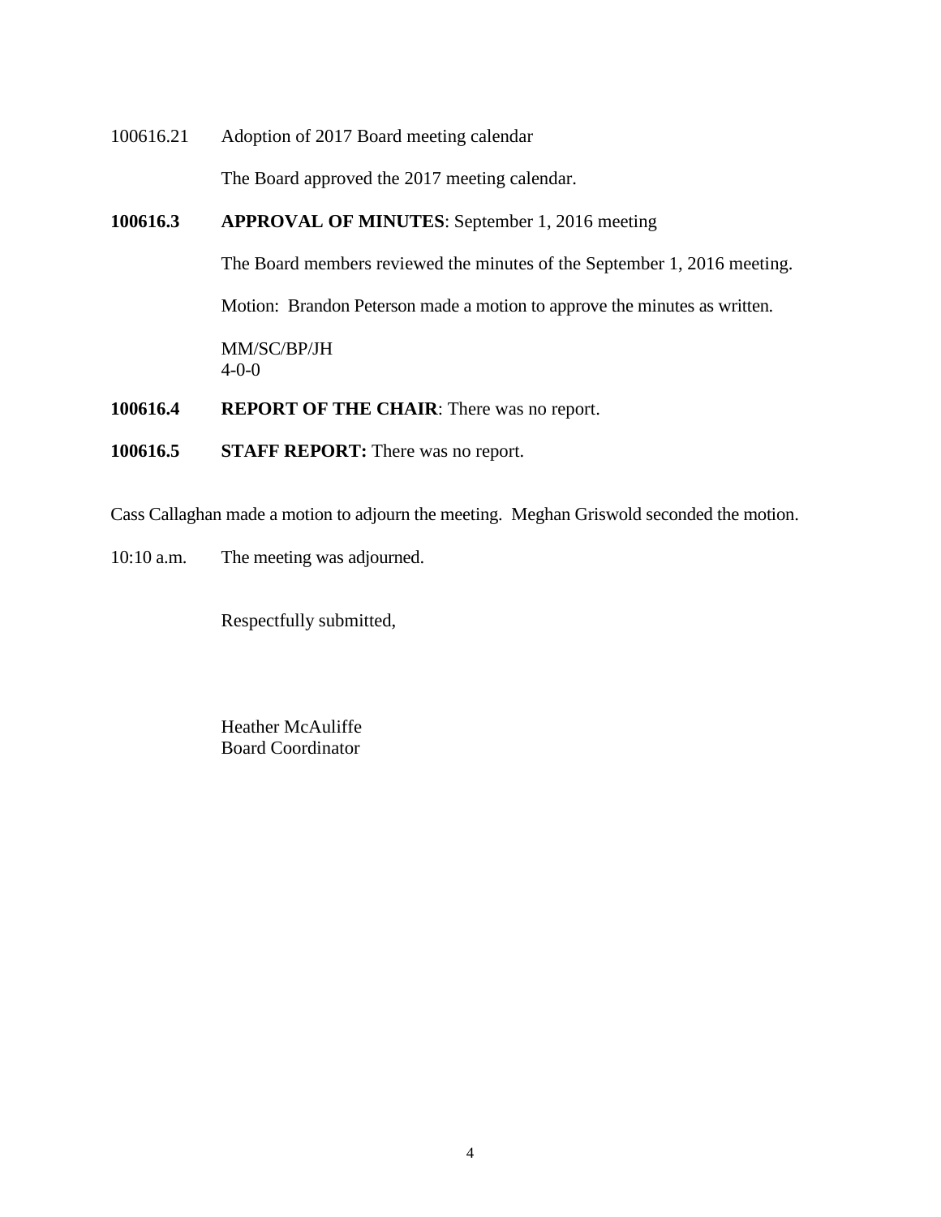100616.21 Adoption of 2017 Board meeting calendar

The Board approved the 2017 meeting calendar.

**100616.3 APPROVAL OF MINUTES**: September 1, 2016 meeting

The Board members reviewed the minutes of the September 1, 2016 meeting.

Motion: Brandon Peterson made a motion to approve the minutes as written.

MM/SC/BP/JH
4-0-0

**100616.4 REPORT OF THE CHAIR**: There was no report.

**100616.5 STAFF REPORT:** There was no report.

Cass Callaghan made a motion to adjourn the meeting. Meghan Griswold seconded the motion.

10:10 a.m. The meeting was adjourned.

Respectfully submitted,

Heather McAuliffe
Board Coordinator